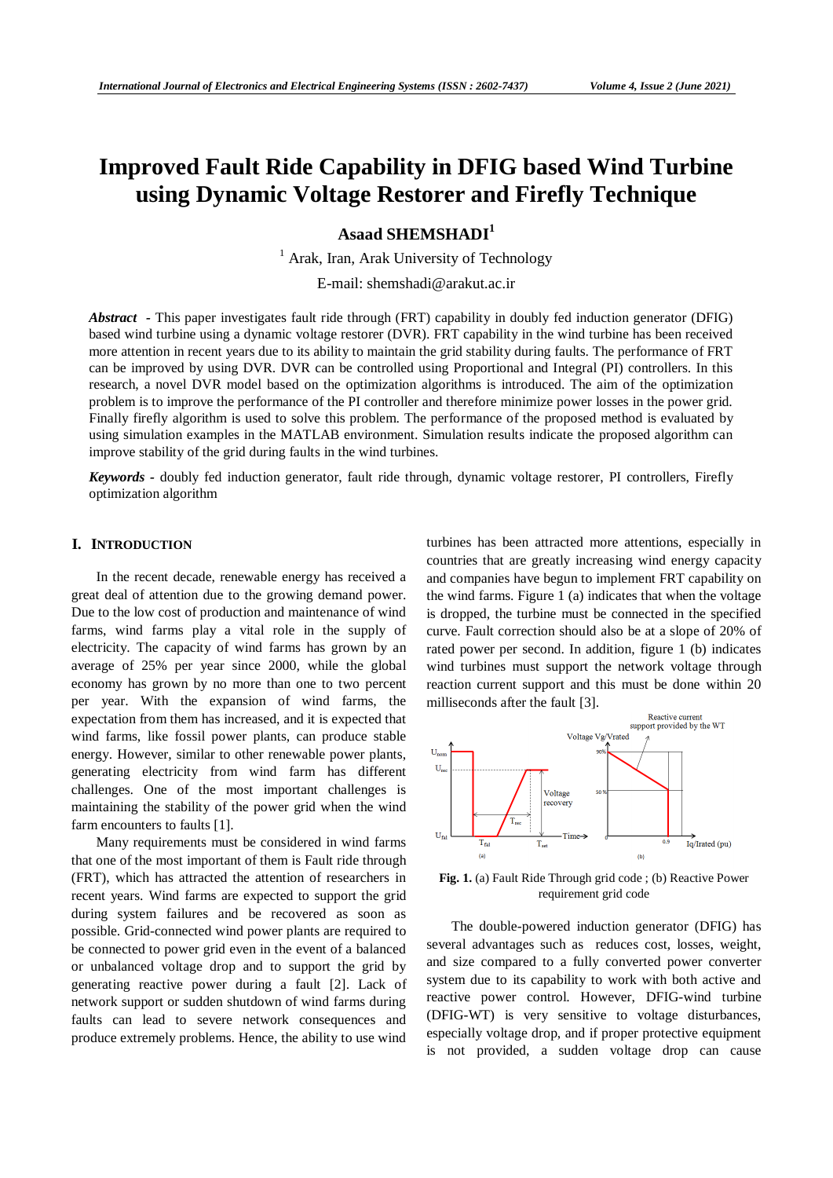# Improved Fault Ride Capability in DFIG based Wind Turbine using Dynamic Voltage Restorer and Firefly Technique

**Asaad SHEMSHADI**[1]

[1] Arak, Iran, Arak University of Technology

E-mail: shemshadi@arakut.ac.ir

***Abstract*** **-** This paper investigates fault ride through (FRT) capability in doubly fed induction generator (DFIG) based wind turbine using a dynamic voltage restorer (DVR). FRT capability in the wind turbine has been received more attention in recent years due to its ability to maintain the grid stability during faults. The performance of FRT can be improved by using DVR. DVR can be controlled using Proportional and Integral (PI) controllers. In this research, a novel DVR model based on the optimization algorithms is introduced. The aim of the optimization problem is to improve the performance of the PI controller and therefore minimize power losses in the power grid. Finally firefly algorithm is used to solve this problem. The performance of the proposed method is evaluated by using simulation examples in the MATLAB environment. Simulation results indicate the proposed algorithm can improve stability of the grid during faults in the wind turbines.

***Keywords*** **-** doubly fed induction generator, fault ride through, dynamic voltage restorer, PI controllers, Firefly optimization algorithm

## I. INTRODUCTION

In the recent decade, renewable energy has received a great deal of attention due to the growing demand power. Due to the low cost of production and maintenance of wind farms, wind farms play a vital role in the supply of electricity. The capacity of wind farms has grown by an average of 25% per year since 2000, while the global economy has grown by no more than one to two percent per year. With the expansion of wind farms, the expectation from them has increased, and it is expected that wind farms, like fossil power plants, can produce stable energy. However, similar to other renewable power plants, generating electricity from wind farm has different challenges. One of the most important challenges is maintaining the stability of the power grid when the wind farm encounters to faults [1].

Many requirements must be considered in wind farms that one of the most important of them is Fault ride through (FRT), which has attracted the attention of researchers in recent years. Wind farms are expected to support the grid during system failures and be recovered as soon as possible. Grid-connected wind power plants are required to be connected to power grid even in the event of a balanced or unbalanced voltage drop and to support the grid by generating reactive power during a fault [2]. Lack of network support or sudden shutdown of wind farms during faults can lead to severe network consequences and produce extremely problems. Hence, the ability to use wind turbines has been attracted more attentions, especially in countries that are greatly increasing wind energy capacity and companies have begun to implement FRT capability on the wind farms. Figure 1 (a) indicates that when the voltage is dropped, the turbine must be connected in the specified curve. Fault correction should also be at a slope of 20% of rated power per second. In addition, figure 1 (b) indicates wind turbines must support the network voltage through reaction current support and this must be done within 20 milliseconds after the fault [3].

**Fig. 1.** (a) Fault Ride Through grid code ; (b) Reactive Power requirement grid code

The double-powered induction generator (DFIG) has several advantages such as reduces cost, losses, weight, and size compared to a fully converted power converter system due to its capability to work with both active and reactive power control. However, DFIG-wind turbine (DFIG-WT) is very sensitive to voltage disturbances, especially voltage drop, and if proper protective equipment is not provided, a sudden voltage drop can cause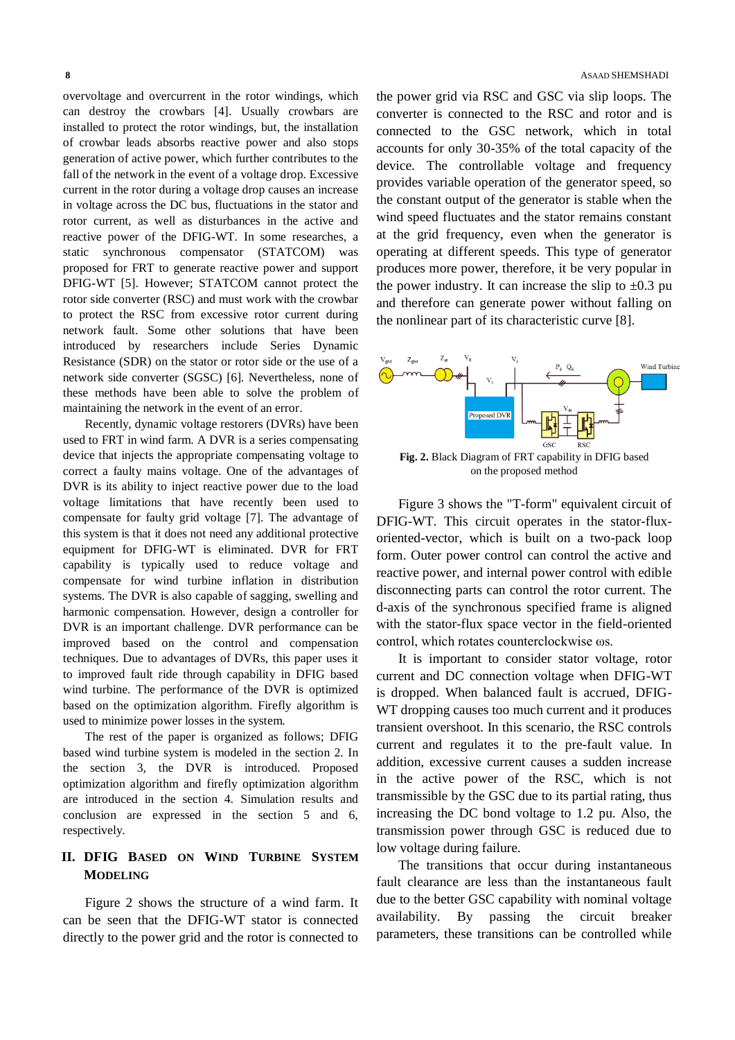overvoltage and overcurrent in the rotor windings, which can destroy the crowbars [4]. Usually crowbars are installed to protect the rotor windings, but, the installation of crowbar leads absorbs reactive power and also stops generation of active power, which further contributes to the fall of the network in the event of a voltage drop. Excessive current in the rotor during a voltage drop causes an increase in voltage across the DC bus, fluctuations in the stator and rotor current, as well as disturbances in the active and reactive power of the DFIG-WT. In some researches, a static synchronous compensator (STATCOM) was proposed for FRT to generate reactive power and support DFIG-WT [5]. However; STATCOM cannot protect the rotor side converter (RSC) and must work with the crowbar to protect the RSC from excessive rotor current during network fault. Some other solutions that have been introduced by researchers include Series Dynamic Resistance (SDR) on the stator or rotor side or the use of a network side converter (SGSC) [6]. Nevertheless, none of these methods have been able to solve the problem of maintaining the network in the event of an error.

Recently, dynamic voltage restorers (DVRs) have been used to FRT in wind farm. A DVR is a series compensating device that injects the appropriate compensating voltage to correct a faulty mains voltage. One of the advantages of DVR is its ability to inject reactive power due to the load voltage limitations that have recently been used to compensate for faulty grid voltage [7]. The advantage of this system is that it does not need any additional protective equipment for DFIG-WT is eliminated. DVR for FRT capability is typically used to reduce voltage and compensate for wind turbine inflation in distribution systems. The DVR is also capable of sagging, swelling and harmonic compensation. However, design a controller for DVR is an important challenge. DVR performance can be improved based on the control and compensation techniques. Due to advantages of DVRs, this paper uses it to improved fault ride through capability in DFIG based wind turbine. The performance of the DVR is optimized based on the optimization algorithm. Firefly algorithm is used to minimize power losses in the system.

The rest of the paper is organized as follows; DFIG based wind turbine system is modeled in the section 2. In the section 3, the DVR is introduced. Proposed optimization algorithm and firefly optimization algorithm are introduced in the section 4. Simulation results and conclusion are expressed in the section 5 and 6, respectively.

## II. DFIG Based on Wind Turbine System Modeling

Figure 2 shows the structure of a wind farm. It can be seen that the DFIG-WT stator is connected directly to the power grid and the rotor is connected to the power grid via RSC and GSC via slip loops. The converter is connected to the RSC and rotor and is connected to the GSC network, which in total accounts for only 30-35% of the total capacity of the device. The controllable voltage and frequency provides variable operation of the generator speed, so the constant output of the generator is stable when the wind speed fluctuates and the stator remains constant at the grid frequency, even when the generator is operating at different speeds. This type of generator produces more power, therefore, it be very popular in the power industry. It can increase the slip to ±0.3 pu and therefore can generate power without falling on the nonlinear part of its characteristic curve [8].

$V_{grid}$ $Z_{grid}$ $Z_{tf}$ $V_{tf}$ $V_c$ $V_s$ $P_s$ $Q_s$ Wind Turbine Proposed DVR $V_{dc}$ GSC RSC

**Fig. 2.** Black Diagram of FRT capability in DFIG based on the proposed method

Figure 3 shows the "T-form" equivalent circuit of DFIG-WT. This circuit operates in the stator-flux-oriented-vector, which is built on a two-pack loop form. Outer power control can control the active and reactive power, and internal power control with edible disconnecting parts can control the rotor current. The d-axis of the synchronous specified frame is aligned with the stator-flux space vector in the field-oriented control, which rotates counterclockwise ωs.

It is important to consider stator voltage, rotor current and DC connection voltage when DFIG-WT is dropped. When balanced fault is accrued, DFIG-WT dropping causes too much current and it produces transient overshoot. In this scenario, the RSC controls current and regulates it to the pre-fault value. In addition, excessive current causes a sudden increase in the active power of the RSC, which is not transmissible by the GSC due to its partial rating, thus increasing the DC bond voltage to 1.2 pu. Also, the transmission power through GSC is reduced due to low voltage during failure.

The transitions that occur during instantaneous fault clearance are less than the instantaneous fault due to the better GSC capability with nominal voltage availability. By passing the circuit breaker parameters, these transitions can be controlled while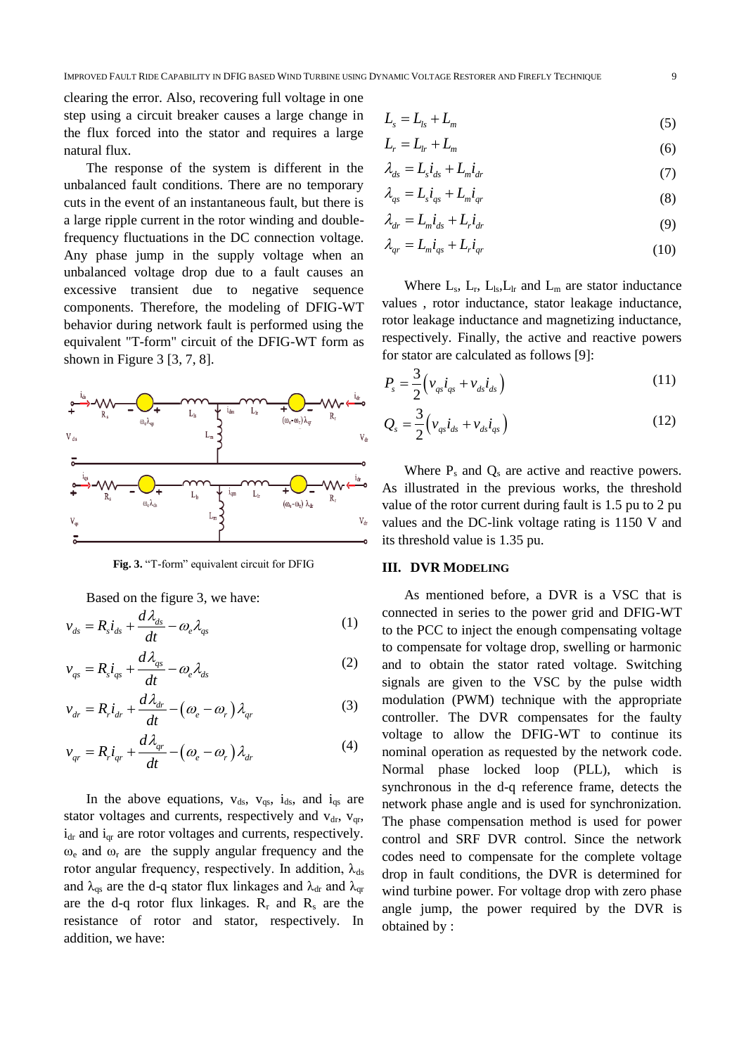clearing the error. Also, recovering full voltage in one step using a circuit breaker causes a large change in the flux forced into the stator and requires a large natural flux.

The response of the system is different in the unbalanced fault conditions. There are no temporary cuts in the event of an instantaneous fault, but there is a large ripple current in the rotor winding and double-frequency fluctuations in the DC connection voltage. Any phase jump in the supply voltage when an unbalanced voltage drop due to a fault causes an excessive transient due to negative sequence components. Therefore, the modeling of DFIG-WT behavior during network fault is performed using the equivalent "T-form" circuit of the DFIG-WT form as shown in Figure 3 [3, 7, 8].

**Fig. 3.** “T-form” equivalent circuit for DFIG

Based on the figure 3, we have:

$$v_{ds} = R_s i_{ds} + \frac{d\lambda_{ds}}{dt} - \omega_e \lambda_{qs} \tag{1}$$

$$v_{qs} = R_s i_{qs} + \frac{d\lambda_{qs}}{dt} - \omega_e \lambda_{ds} \tag{2}$$

$$v_{dr} = R_r i_{dr} + \frac{d\lambda_{dr}}{dt} - (\omega_e - \omega_r)\lambda_{qr} \tag{3}$$

$$v_{qr} = R_r i_{qr} + \frac{d\lambda_{qr}}{dt} - (\omega_e - \omega_r)\lambda_{dr} \tag{4}$$

In the above equations, $v_{ds}$, $v_{qs}$, $i_{ds}$, and $i_{qs}$ are stator voltages and currents, respectively and $v_{dr}$, $v_{qr}$, $i_{dr}$ and $i_{qr}$ are rotor voltages and currents, respectively. $\omega_e$ and $\omega_r$ are the supply angular frequency and the rotor angular frequency, respectively. In addition, $\lambda_{ds}$ and $\lambda_{qs}$ are the d-q stator flux linkages and $\lambda_{dr}$ and $\lambda_{qr}$ are the d-q rotor flux linkages. $R_r$ and $R_s$ are the resistance of rotor and stator, respectively. In addition, we have:

$$L_s = L_{ls} + L_m \tag{5}$$

$$L_r = L_{lr} + L_m \tag{6}$$

$$\lambda_{ds} = L_s i_{ds} + L_m i_{dr} \tag{7}$$

$$\lambda_{qs} = L_s i_{qs} + L_m i_{qr} \tag{8}$$

$$\lambda_{dr} = L_m i_{ds} + L_r i_{dr} \tag{9}$$

$$\lambda_{qr} = L_m i_{qs} + L_r i_{qr} \tag{10}$$

Where $L_s$, $L_r$, $L_{ls}$, $L_{lr}$ and $L_m$ are stator inductance values , rotor inductance, stator leakage inductance, rotor leakage inductance and magnetizing inductance, respectively. Finally, the active and reactive powers for stator are calculated as follows [9]:

$$P_s = \frac{3}{2}\left(v_{qs} i_{qs} + v_{ds} i_{ds}\right) \tag{11}$$

$$Q_s = \frac{3}{2}\left(v_{qs} i_{ds} + v_{ds} i_{qs}\right) \tag{12}$$

Where $P_s$ and $Q_s$ are active and reactive powers. As illustrated in the previous works, the threshold value of the rotor current during fault is 1.5 pu to 2 pu values and the DC-link voltage rating is 1150 V and its threshold value is 1.35 pu.

## III. DVR Modeling

As mentioned before, a DVR is a VSC that is connected in series to the power grid and DFIG-WT to the PCC to inject the enough compensating voltage to compensate for voltage drop, swelling or harmonic and to obtain the stator rated voltage. Switching signals are given to the VSC by the pulse width modulation (PWM) technique with the appropriate controller. The DVR compensates for the faulty voltage to allow the DFIG-WT to continue its nominal operation as requested by the network code. Normal phase locked loop (PLL), which is synchronous in the d-q reference frame, detects the network phase angle and is used for synchronization. The phase compensation method is used for power control and SRF DVR control. Since the network codes need to compensate for the complete voltage drop in fault conditions, the DVR is determined for wind turbine power. For voltage drop with zero phase angle jump, the power required by the DVR is obtained by :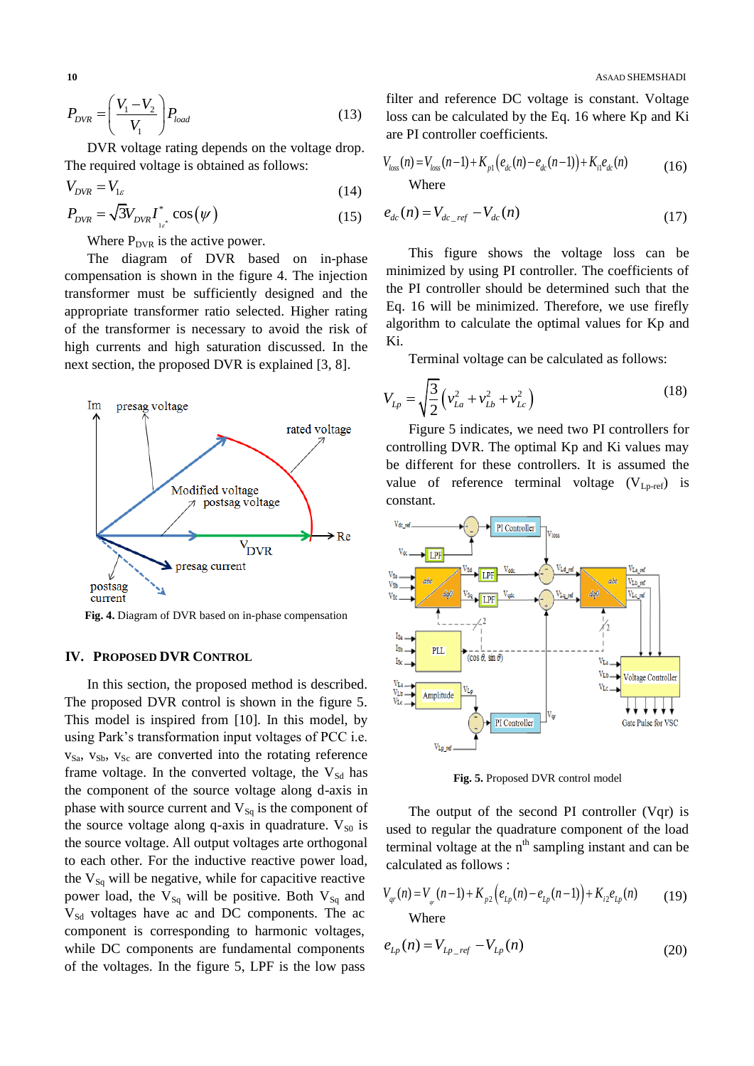$$P_{DVR} = \left(\frac{V_1 - V_2}{V_1}\right) P_{load} \quad (13)$$

DVR voltage rating depends on the voltage drop. The required voltage is obtained as follows:

$$V_{DVR} = V_{1\varepsilon} \quad (14)$$

$$P_{DVR} = \sqrt{3} V_{DVR} I^{*}_{1\varepsilon^{*}} \cos(\psi) \quad (15)$$

Where $P_{DVR}$ is the active power.

The diagram of DVR based on in-phase compensation is shown in the figure 4. The injection transformer must be sufficiently designed and the appropriate transformer ratio selected. Higher rating of the transformer is necessary to avoid the risk of high currents and high saturation discussed. In the next section, the proposed DVR is explained [3, 8].

Im
presag voltage
rated voltage
Modified voltage
postsag voltage
Re
$V_{DVR}$
presag current
postsag current

**Fig. 4.** Diagram of DVR based on in-phase compensation

## IV. Proposed DVR Control

In this section, the proposed method is described. The proposed DVR control is shown in the figure 5. This model is inspired from [10]. In this model, by using Park's transformation input voltages of PCC i.e. $v_{Sa}$, $v_{Sb}$, $v_{Sc}$ are converted into the rotating reference frame voltage. In the converted voltage, the $V_{Sd}$ has the component of the source voltage along d-axis in phase with source current and $V_{Sq}$ is the component of the source voltage along q-axis in quadrature. $V_{S0}$ is the source voltage. All output voltages arte orthogonal to each other. For the inductive reactive power load, the $V_{Sq}$ will be negative, while for capacitive reactive power load, the $V_{Sq}$ will be positive. Both $V_{Sq}$ and $V_{Sd}$ voltages have ac and DC components. The ac component is corresponding to harmonic voltages, while DC components are fundamental components of the voltages. In the figure 5, LPF is the low pass filter and reference DC voltage is constant. Voltage loss can be calculated by the Eq. 16 where Kp and Ki are PI controller coefficients.

$$V_{loss}(n) = V_{loss}(n-1) + K_{p1}\left(e_{dc}(n) - e_{dc}(n-1)\right) + K_{i1} e_{dc}(n) \quad (16)$$

Where

$$e_{dc}(n) = V_{dc\_ref} - V_{dc}(n) \quad (17)$$

This figure shows the voltage loss can be minimized by using PI controller. The coefficients of the PI controller should be determined such that the Eq. 16 will be minimized. Therefore, we use firefly algorithm to calculate the optimal values for Kp and Ki.

Terminal voltage can be calculated as follows:

$$V_{Lp} = \sqrt{\frac{3}{2}}\left(v_{La}^2 + v_{Lb}^2 + v_{Lc}^2\right) \quad (18)$$

Figure 5 indicates, we need two PI controllers for controlling DVR. The optimal Kp and Ki values may be different for these controllers. It is assumed the value of reference terminal voltage ($V_{Lp\text{-}ref}$) is constant.

$V_{dc\_ref}$
PI Controller
$V_{loss}$
$V_{dc}$
LPF
$V_{Sa}$
$V_{Sb}$
$V_{Sc}$
abc
dq0
$V_{Sd}$
$V_{Sq}$
LPF
LPF
$V_{sdc}$
$V_{qdc}$
$V_{Ld\_ref}$
$V_{Lq\_ref}$
abc
dq0
$V_{La\_ref}$
$V_{Lb\_ref}$
$V_{Lc\_ref}$
2
$I_{Sa}$
$I_{Sb}$
$I_{Sc}$
PLL
(cos θ, sin θ)
2
$V_{La}$
$V_{Lb}$
$V_{Lc}$
Voltage Controller
$V_{La}$
$V_{Lb}$
$V_{Lc}$
Amplitude
$V_{Lp}$
PI Controller
$V_{qr}$
$V_{Lp\_ref}$
Gate Pulse for VSC

**Fig. 5.** Proposed DVR control model

The output of the second PI controller (Vqr) is used to regular the quadrature component of the load terminal voltage at the n[th] sampling instant and can be calculated as follows :

$$V_{qr}(n) = V_{qr}(n-1) + K_{p2}\left(e_{Lp}(n) - e_{Lp}(n-1)\right) + K_{i2} e_{Lp}(n) \quad (19)$$

Where

$$e_{Lp}(n) = V_{Lp\_ref} - V_{Lp}(n) \quad (20)$$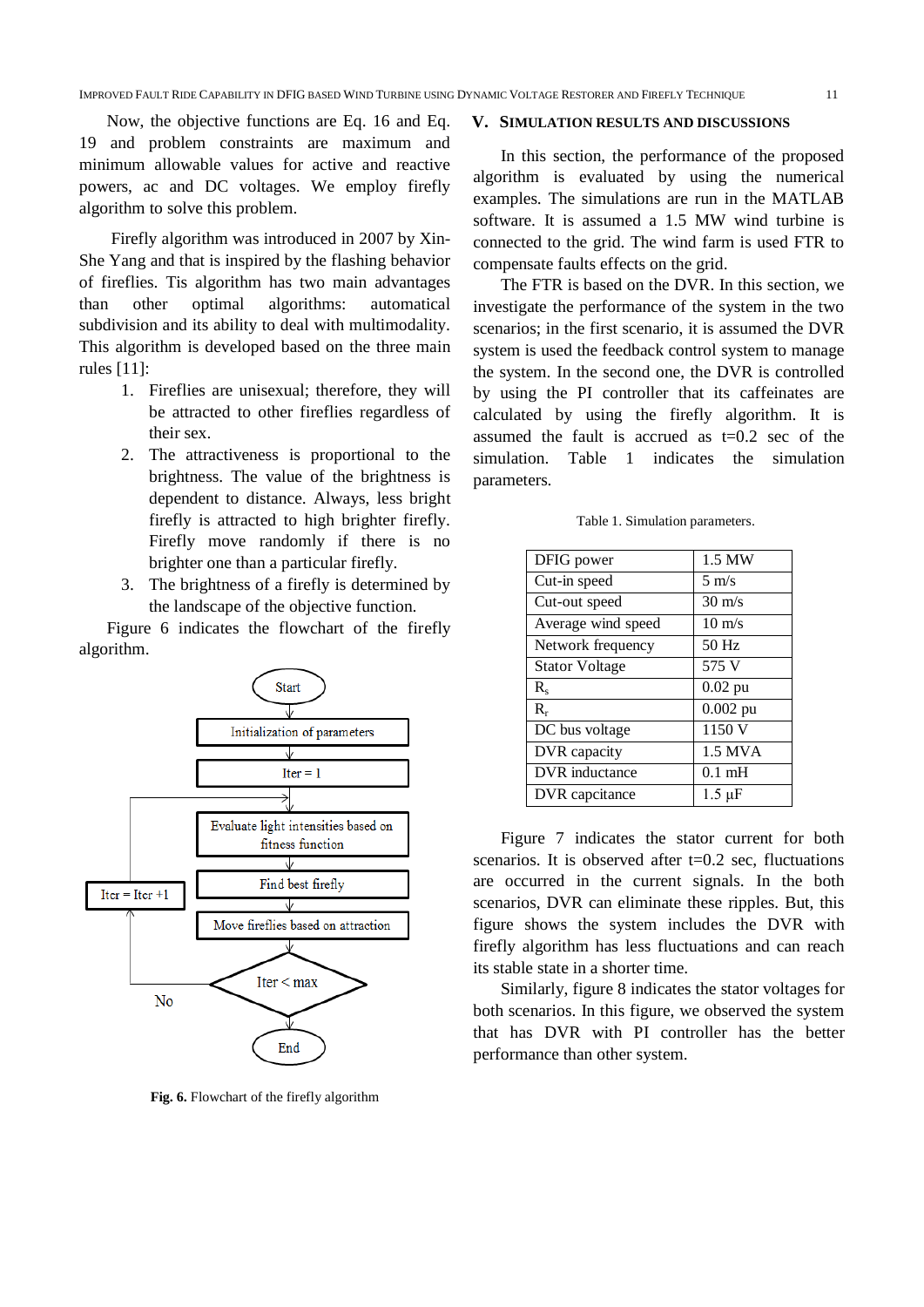Now, the objective functions are Eq. 16 and Eq. 19 and problem constraints are maximum and minimum allowable values for active and reactive powers, ac and DC voltages. We employ firefly algorithm to solve this problem.

Firefly algorithm was introduced in 2007 by Xin-She Yang and that is inspired by the flashing behavior of fireflies. Tis algorithm has two main advantages than other optimal algorithms: automatical subdivision and its ability to deal with multimodality. This algorithm is developed based on the three main rules [11]:

1. Fireflies are unisexual; therefore, they will be attracted to other fireflies regardless of their sex.
2. The attractiveness is proportional to the brightness. The value of the brightness is dependent to distance. Always, less bright firefly is attracted to high brighter firefly. Firefly move randomly if there is no brighter one than a particular firefly.
3. The brightness of a firefly is determined by the landscape of the objective function.

Figure 6 indicates the flowchart of the firefly algorithm.

Start

Initialization of parameters

Iter = 1

Evaluate light intensities based on fitness function

Find best firefly

Move fireflies based on attraction

Iter < max

Iter = Iter +1

No

End

**Fig. 6.** Flowchart of the firefly algorithm

## V. SIMULATION RESULTS AND DISCUSSIONS

In this section, the performance of the proposed algorithm is evaluated by using the numerical examples. The simulations are run in the MATLAB software. It is assumed a 1.5 MW wind turbine is connected to the grid. The wind farm is used FTR to compensate faults effects on the grid.

The FTR is based on the DVR. In this section, we investigate the performance of the system in the two scenarios; in the first scenario, it is assumed the DVR system is used the feedback control system to manage the system. In the second one, the DVR is controlled by using the PI controller that its caffeinates are calculated by using the firefly algorithm. It is assumed the fault is accrued as t=0.2 sec of the simulation. Table 1 indicates the simulation parameters.

Table 1. Simulation parameters.

| | |
|---|---|
| DFIG power | 1.5 MW |
| Cut-in speed | 5 m/s |
| Cut-out speed | 30 m/s |
| Average wind speed | 10 m/s |
| Network frequency | 50 Hz |
| Stator Voltage | 575 V |
| $R_s$ | 0.02 pu |
| $R_r$ | 0.002 pu |
| DC bus voltage | 1150 V |
| DVR capacity | 1.5 MVA |
| DVR inductance | 0.1 mH |
| DVR capcitance | 1.5 µF |

Figure 7 indicates the stator current for both scenarios. It is observed after t=0.2 sec, fluctuations are occurred in the current signals. In the both scenarios, DVR can eliminate these ripples. But, this figure shows the system includes the DVR with firefly algorithm has less fluctuations and can reach its stable state in a shorter time.

Similarly, figure 8 indicates the stator voltages for both scenarios. In this figure, we observed the system that has DVR with PI controller has the better performance than other system.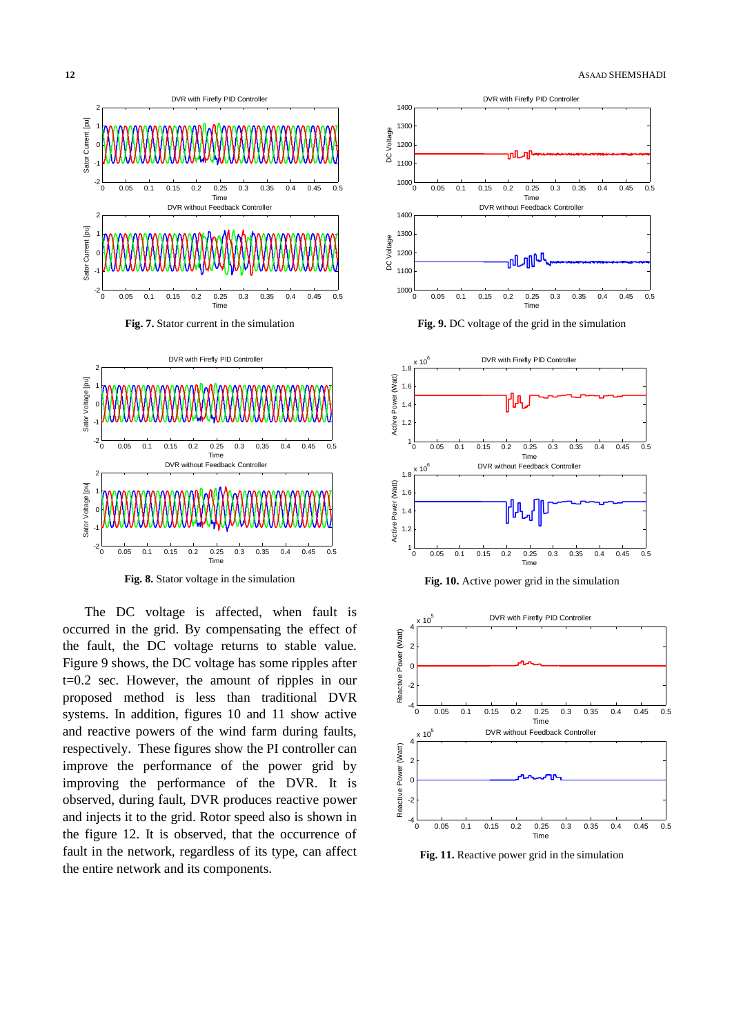DVR with Firefly PID Controller

Sator Current [pu]

2
1
0
-1
-2

0 0.05 0.1 0.15 0.2 0.25 0.3 0.35 0.4 0.45 0.5

Time

DVR without Feedback Controller

Sator Current [pu]

2
1
0
-1
-2

0 0.05 0.1 0.15 0.2 0.25 0.3 0.35 0.4 0.45 0.5

Time

**Fig. 7.** Stator current in the simulation

DVR with Firefly PID Controller

Sator Voltage [pu]

2
1
0
-1
-2

0 0.05 0.1 0.15 0.2 0.25 0.3 0.35 0.4 0.45 0.5

Time

DVR without Feedback Controller

Sator Voltage [pu]

2
1
0
-1
-2

0 0.05 0.1 0.15 0.2 0.25 0.3 0.35 0.4 0.45 0.5

Time

**Fig. 8.** Stator voltage in the simulation

The DC voltage is affected, when fault is occurred in the grid. By compensating the effect of the fault, the DC voltage returns to stable value. Figure 9 shows, the DC voltage has some ripples after t=0.2 sec. However, the amount of ripples in our proposed method is less than traditional DVR systems. In addition, figures 10 and 11 show active and reactive powers of the wind farm during faults, respectively. These figures show the PI controller can improve the performance of the power grid by improving the performance of the DVR. It is observed, during fault, DVR produces reactive power and injects it to the grid. Rotor speed also is shown in the figure 12. It is observed, that the occurrence of fault in the network, regardless of its type, can affect the entire network and its components.

DVR with Firefly PID Controller

DC Voltage

1400
1300
1200
1100
1000

0 0.05 0.1 0.15 0.2 0.25 0.3 0.35 0.4 0.45 0.5

Time

DVR without Feedback Controller

DC Voltage

1400
1300
1200
1100
1000

0 0.05 0.1 0.15 0.2 0.25 0.3 0.35 0.4 0.45 0.5

Time

**Fig. 9.** DC voltage of the grid in the simulation

DVR with Firefly PID Controller

x $10^6$

Active Power (Watt)

1.8
1.6
1.4
1.2
1

0 0.05 0.1 0.15 0.2 0.25 0.3 0.35 0.4 0.45 0.5

Time

DVR without Feedback Controller

x $10^6$

Active Power (Watt)

1.8
1.6
1.4
1.2
1

0 0.05 0.1 0.15 0.2 0.25 0.3 0.35 0.4 0.45 0.5

Time

**Fig. 10.** Active power grid in the simulation

DVR with Firefly PID Controller

x $10^5$

Reactive Power (Watt)

4
2
0
-2
-4

0 0.05 0.1 0.15 0.2 0.25 0.3 0.35 0.4 0.45 0.5

Time

DVR without Feedback Controller

x $10^5$

Reactive Power (Watt)

4
2
0
-2
-4

0 0.05 0.1 0.15 0.2 0.25 0.3 0.35 0.4 0.45 0.5

Time

**Fig. 11.** Reactive power grid in the simulation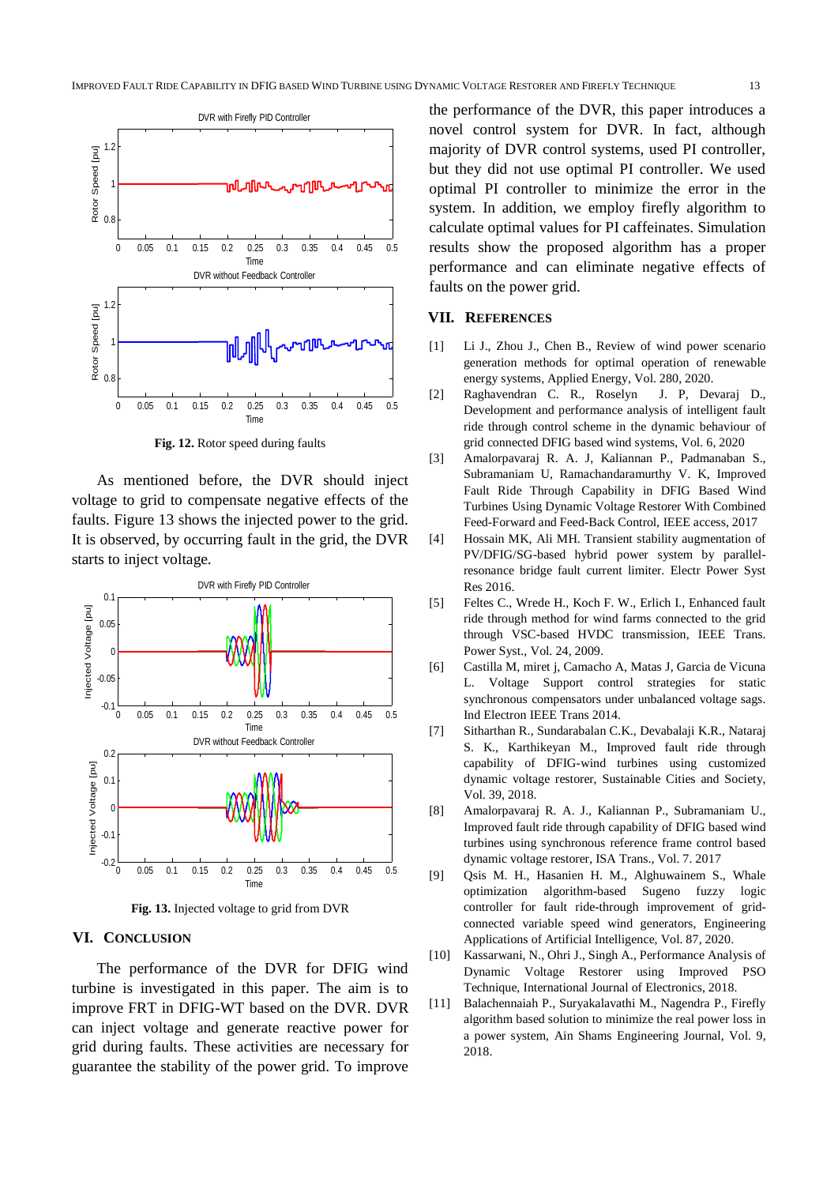DVR with Firefly PID Controller

Rotor Speed [pu]

1.2

1

0.8

0 0.05 0.1 0.15 0.2 0.25 0.3 0.35 0.4 0.45 0.5

Time

DVR without Feedback Controller

Rotor Speed [pu]

1.2

1

0.8

0 0.05 0.1 0.15 0.2 0.25 0.3 0.35 0.4 0.45 0.5

Time

**Fig. 12.** Rotor speed during faults

As mentioned before, the DVR should inject voltage to grid to compensate negative effects of the faults. Figure 13 shows the injected power to the grid. It is observed, by occurring fault in the grid, the DVR starts to inject voltage.

DVR with Firefly PID Controller

Injected Voltage [pu]

0.1

0.05

0

-0.05

-0.1

0 0.05 0.1 0.15 0.2 0.25 0.3 0.35 0.4 0.45 0.5

Time

DVR without Feedback Controller

Injected Voltage [pu]

0.2

0.1

0

-0.1

-0.2

0 0.05 0.1 0.15 0.2 0.25 0.3 0.35 0.4 0.45 0.5

Time

**Fig. 13.** Injected voltage to grid from DVR

## VI. Conclusion

The performance of the DVR for DFIG wind turbine is investigated in this paper. The aim is to improve FRT in DFIG-WT based on the DVR. DVR can inject voltage and generate reactive power for grid during faults. These activities are necessary for guarantee the stability of the power grid. To improve the performance of the DVR, this paper introduces a novel control system for DVR. In fact, although majority of DVR control systems, used PI controller, but they did not use optimal PI controller. We used optimal PI controller to minimize the error in the system. In addition, we employ firefly algorithm to calculate optimal values for PI caffeinates. Simulation results show the proposed algorithm has a proper performance and can eliminate negative effects of faults on the power grid.

## VII. References

[1] Li J., Zhou J., Chen B., Review of wind power scenario generation methods for optimal operation of renewable energy systems, Applied Energy, Vol. 280, 2020.

[2] Raghavendran C. R., Roselyn J. P, Devaraj D., Development and performance analysis of intelligent fault ride through control scheme in the dynamic behaviour of grid connected DFIG based wind systems, Vol. 6, 2020

[3] Amalorpavaraj R. A. J, Kaliannan P., Padmanaban S., Subramaniam U, Ramachandaramurthy V. K, Improved Fault Ride Through Capability in DFIG Based Wind Turbines Using Dynamic Voltage Restorer With Combined Feed-Forward and Feed-Back Control, IEEE access, 2017

[4] Hossain MK, Ali MH. Transient stability augmentation of PV/DFIG/SG-based hybrid power system by parallel-resonance bridge fault current limiter. Electr Power Syst Res 2016.

[5] Feltes C., Wrede H., Koch F. W., Erlich I., Enhanced fault ride through method for wind farms connected to the grid through VSC-based HVDC transmission, IEEE Trans. Power Syst., Vol. 24, 2009.

[6] Castilla M, miret j, Camacho A, Matas J, Garcia de Vicuna L. Voltage Support control strategies for static synchronous compensators under unbalanced voltage sags. Ind Electron IEEE Trans 2014.

[7] Sitharthan R., Sundarabalan C.K., Devabalaji K.R., Nataraj S. K., Karthikeyan M., Improved fault ride through capability of DFIG-wind turbines using customized dynamic voltage restorer, Sustainable Cities and Society, Vol. 39, 2018.

[8] Amalorpavaraj R. A. J., Kaliannan P., Subramaniam U., Improved fault ride through capability of DFIG based wind turbines using synchronous reference frame control based dynamic voltage restorer, ISA Trans., Vol. 7. 2017

[9] Qsis M. H., Hasanien H. M., Alghuwainem S., Whale optimization algorithm-based Sugeno fuzzy logic controller for fault ride-through improvement of grid-connected variable speed wind generators, Engineering Applications of Artificial Intelligence, Vol. 87, 2020.

[10] Kassarwani, N., Ohri J., Singh A., Performance Analysis of Dynamic Voltage Restorer using Improved PSO Technique, International Journal of Electronics, 2018.

[11] Balachennaiah P., Suryakalavathi M., Nagendra P., Firefly algorithm based solution to minimize the real power loss in a power system, Ain Shams Engineering Journal, Vol. 9, 2018.